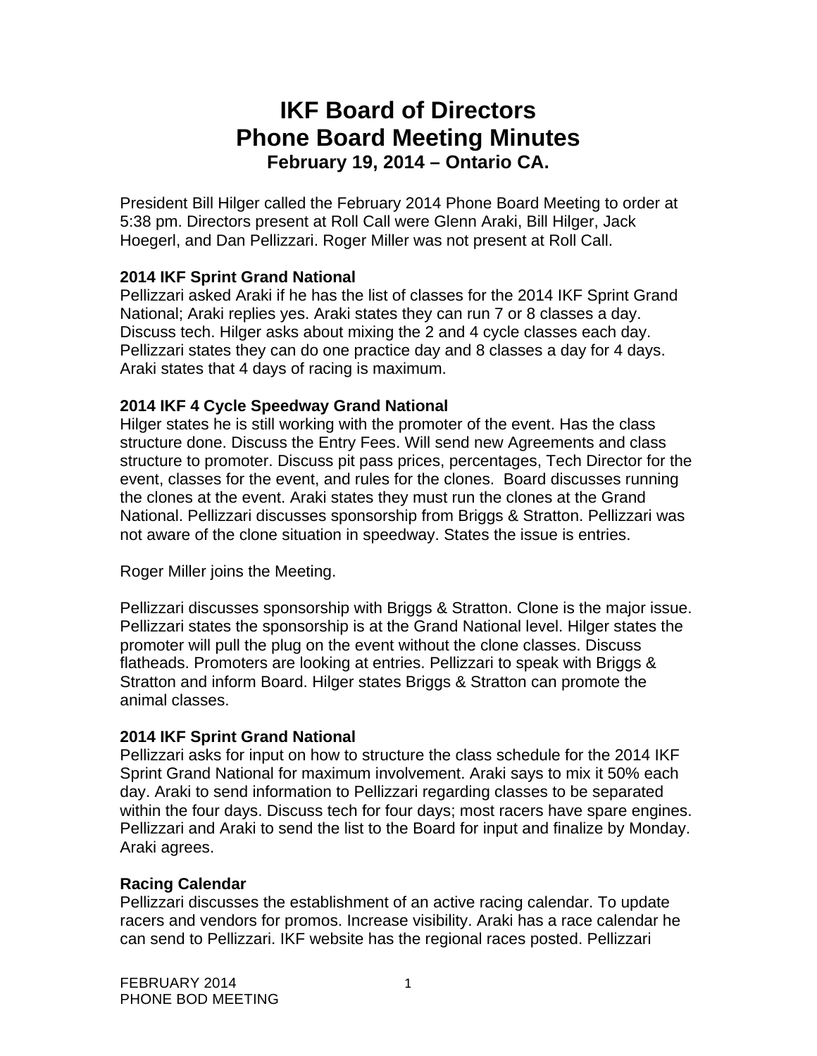# IKF Board of Directors
# Phone Board Meeting Minutes
### February 19, 2014 – Ontario CA.

President Bill Hilger called the February 2014 Phone Board Meeting to order at 5:38 pm. Directors present at Roll Call were Glenn Araki, Bill Hilger, Jack Hoegerl, and Dan Pellizzari. Roger Miller was not present at Roll Call.

**2014 IKF Sprint Grand National**
Pellizzari asked Araki if he has the list of classes for the 2014 IKF Sprint Grand National; Araki replies yes. Araki states they can run 7 or 8 classes a day. Discuss tech. Hilger asks about mixing the 2 and 4 cycle classes each day. Pellizzari states they can do one practice day and 8 classes a day for 4 days. Araki states that 4 days of racing is maximum.

**2014 IKF 4 Cycle Speedway Grand National**
Hilger states he is still working with the promoter of the event. Has the class structure done. Discuss the Entry Fees. Will send new Agreements and class structure to promoter. Discuss pit pass prices, percentages, Tech Director for the event, classes for the event, and rules for the clones. Board discusses running the clones at the event. Araki states they must run the clones at the Grand National. Pellizzari discusses sponsorship from Briggs & Stratton. Pellizzari was not aware of the clone situation in speedway. States the issue is entries.

Roger Miller joins the Meeting.

Pellizzari discusses sponsorship with Briggs & Stratton. Clone is the major issue. Pellizzari states the sponsorship is at the Grand National level. Hilger states the promoter will pull the plug on the event without the clone classes. Discuss flatheads. Promoters are looking at entries. Pellizzari to speak with Briggs & Stratton and inform Board. Hilger states Briggs & Stratton can promote the animal classes.

**2014 IKF Sprint Grand National**
Pellizzari asks for input on how to structure the class schedule for the 2014 IKF Sprint Grand National for maximum involvement. Araki says to mix it 50% each day. Araki to send information to Pellizzari regarding classes to be separated within the four days. Discuss tech for four days; most racers have spare engines. Pellizzari and Araki to send the list to the Board for input and finalize by Monday. Araki agrees.

**Racing Calendar**
Pellizzari discusses the establishment of an active racing calendar. To update racers and vendors for promos. Increase visibility. Araki has a race calendar he can send to Pellizzari. IKF website has the regional races posted. Pellizzari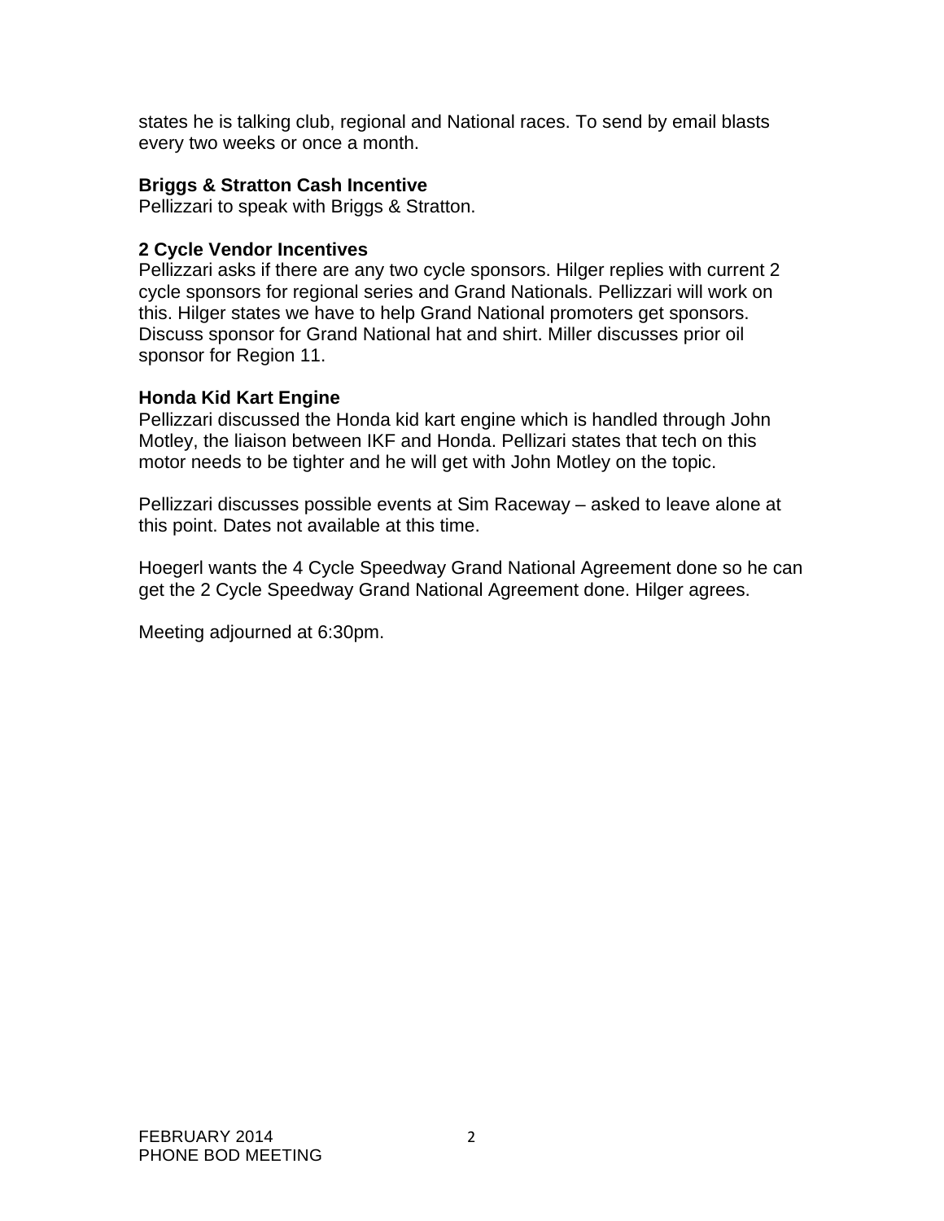states he is talking club, regional and National races. To send by email blasts every two weeks or once a month.

**Briggs & Stratton Cash Incentive**
Pellizzari to speak with Briggs & Stratton.

**2 Cycle Vendor Incentives**
Pellizzari asks if there are any two cycle sponsors. Hilger replies with current 2 cycle sponsors for regional series and Grand Nationals. Pellizzari will work on this. Hilger states we have to help Grand National promoters get sponsors. Discuss sponsor for Grand National hat and shirt. Miller discusses prior oil sponsor for Region 11.

**Honda Kid Kart Engine**
Pellizzari discussed the Honda kid kart engine which is handled through John Motley, the liaison between IKF and Honda. Pellizari states that tech on this motor needs to be tighter and he will get with John Motley on the topic.

Pellizzari discusses possible events at Sim Raceway – asked to leave alone at this point. Dates not available at this time.

Hoegerl wants the 4 Cycle Speedway Grand National Agreement done so he can get the 2 Cycle Speedway Grand National Agreement done. Hilger agrees.

Meeting adjourned at 6:30pm.